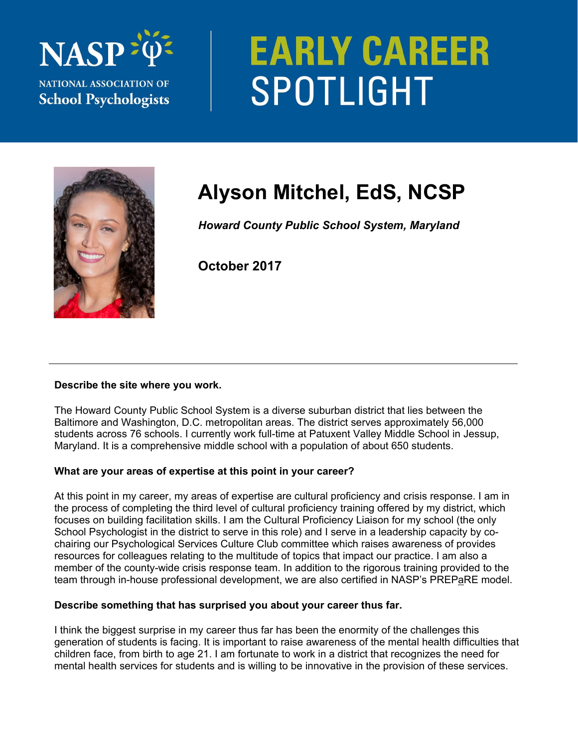NASP
NATIONAL ASSOCIATION OF
School Psychologists

# EARLY CAREER SPOTLIGHT

## Alyson Mitchel, EdS, NCSP

***Howard County Public School System, Maryland***

**October 2017**

---

**Describe the site where you work.**

The Howard County Public School System is a diverse suburban district that lies between the Baltimore and Washington, D.C. metropolitan areas. The district serves approximately 56,000 students across 76 schools. I currently work full-time at Patuxent Valley Middle School in Jessup, Maryland. It is a comprehensive middle school with a population of about 650 students.

**What are your areas of expertise at this point in your career?**

At this point in my career, my areas of expertise are cultural proficiency and crisis response. I am in the process of completing the third level of cultural proficiency training offered by my district, which focuses on building facilitation skills. I am the Cultural Proficiency Liaison for my school (the only School Psychologist in the district to serve in this role) and I serve in a leadership capacity by co-chairing our Psychological Services Culture Club committee which raises awareness of provides resources for colleagues relating to the multitude of topics that impact our practice. I am also a member of the county-wide crisis response team. In addition to the rigorous training provided to the team through in-house professional development, we are also certified in NASP's PREPaRE model.

**Describe something that has surprised you about your career thus far.**

I think the biggest surprise in my career thus far has been the enormity of the challenges this generation of students is facing. It is important to raise awareness of the mental health difficulties that children face, from birth to age 21. I am fortunate to work in a district that recognizes the need for mental health services for students and is willing to be innovative in the provision of these services.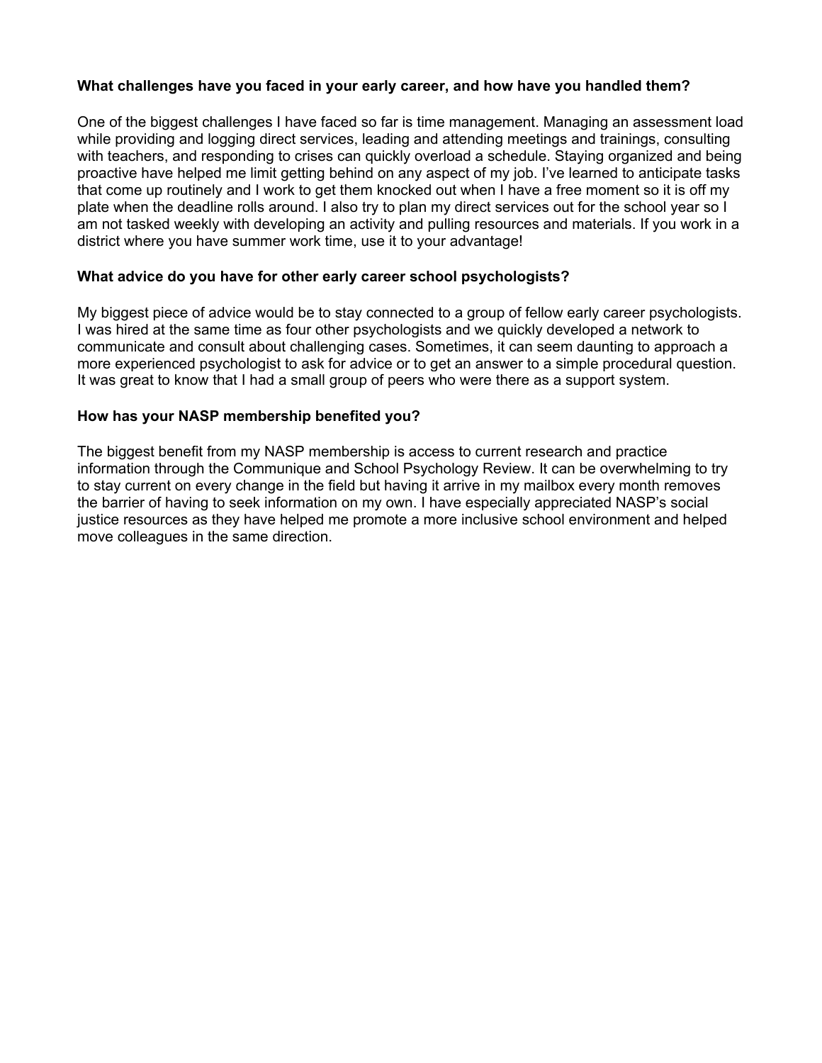**What challenges have you faced in your early career, and how have you handled them?**

One of the biggest challenges I have faced so far is time management. Managing an assessment load while providing and logging direct services, leading and attending meetings and trainings, consulting with teachers, and responding to crises can quickly overload a schedule. Staying organized and being proactive have helped me limit getting behind on any aspect of my job. I've learned to anticipate tasks that come up routinely and I work to get them knocked out when I have a free moment so it is off my plate when the deadline rolls around. I also try to plan my direct services out for the school year so I am not tasked weekly with developing an activity and pulling resources and materials. If you work in a district where you have summer work time, use it to your advantage!

**What advice do you have for other early career school psychologists?**

My biggest piece of advice would be to stay connected to a group of fellow early career psychologists. I was hired at the same time as four other psychologists and we quickly developed a network to communicate and consult about challenging cases. Sometimes, it can seem daunting to approach a more experienced psychologist to ask for advice or to get an answer to a simple procedural question. It was great to know that I had a small group of peers who were there as a support system.

**How has your NASP membership benefited you?**

The biggest benefit from my NASP membership is access to current research and practice information through the Communique and School Psychology Review. It can be overwhelming to try to stay current on every change in the field but having it arrive in my mailbox every month removes the barrier of having to seek information on my own. I have especially appreciated NASP's social justice resources as they have helped me promote a more inclusive school environment and helped move colleagues in the same direction.